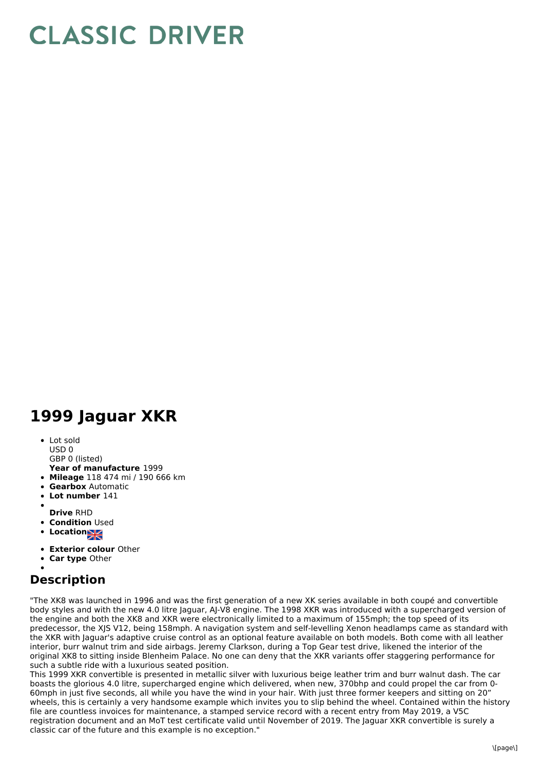# CLASSIC DRIVER

# 1999 Jaguar XKR

- Lot sold
  USD 0
  GBP 0 (listed)
  **Year of manufacture** 1999
- **Mileage** 118 474 mi / 190 666 km
- **Gearbox** Automatic
- **Lot number** 141
- 
  **Drive** RHD
- **Condition** Used
- **Location**
- **Exterior colour** Other
- **Car type** Other
- 

## Description

"The XK8 was launched in 1996 and was the first generation of a new XK series available in both coupé and convertible body styles and with the new 4.0 litre Jaguar, AJ-V8 engine. The 1998 XKR was introduced with a supercharged version of the engine and both the XK8 and XKR were electronically limited to a maximum of 155mph; the top speed of its predecessor, the XJS V12, being 158mph. A navigation system and self-levelling Xenon headlamps came as standard with the XKR with Jaguar's adaptive cruise control as an optional feature available on both models. Both come with all leather interior, burr walnut trim and side airbags. Jeremy Clarkson, during a Top Gear test drive, likened the interior of the original XK8 to sitting inside Blenheim Palace. No one can deny that the XKR variants offer staggering performance for such a subtle ride with a luxurious seated position.
This 1999 XKR convertible is presented in metallic silver with luxurious beige leather trim and burr walnut dash. The car boasts the glorious 4.0 litre, supercharged engine which delivered, when new, 370bhp and could propel the car from 0-60mph in just five seconds, all while you have the wind in your hair. With just three former keepers and sitting on 20" wheels, this is certainly a very handsome example which invites you to slip behind the wheel. Contained within the history file are countless invoices for maintenance, a stamped service record with a recent entry from May 2019, a V5C registration document and an MoT test certificate valid until November of 2019. The Jaguar XKR convertible is surely a classic car of the future and this example is no exception."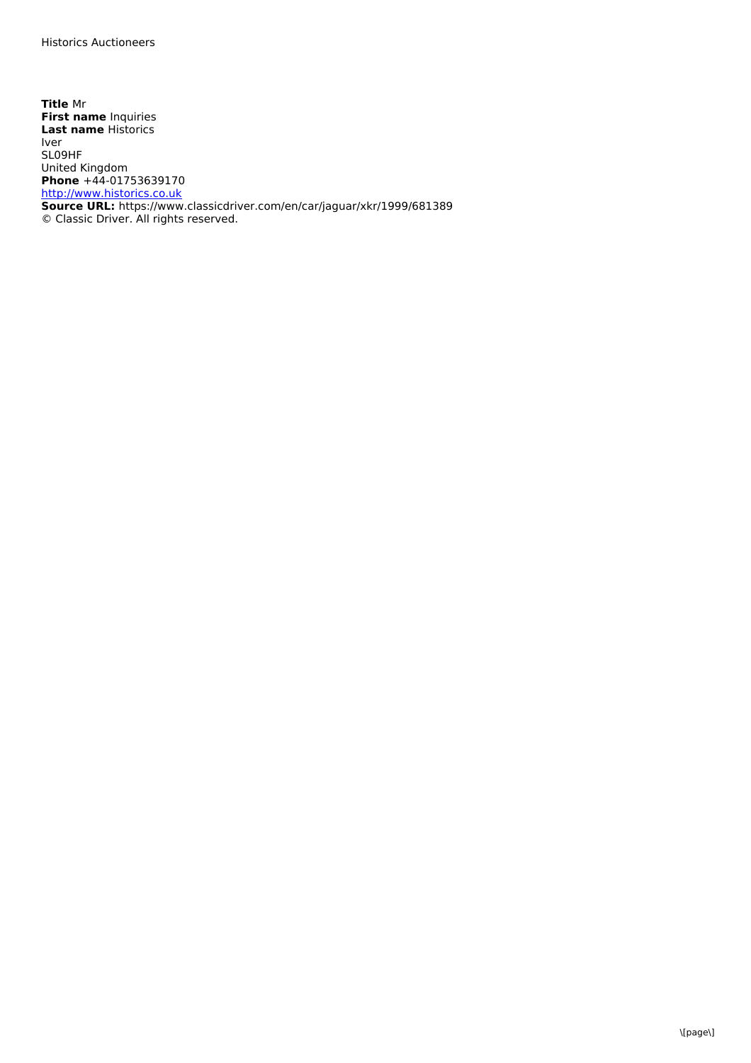Historics Auctioneers

**Title** Mr
**First name** Inquiries
**Last name** Historics
Iver
SL09HF
United Kingdom
**Phone** +44-01753639170
http://www.historics.co.uk
**Source URL:** https://www.classicdriver.com/en/car/jaguar/xkr/1999/681389
© Classic Driver. All rights reserved.